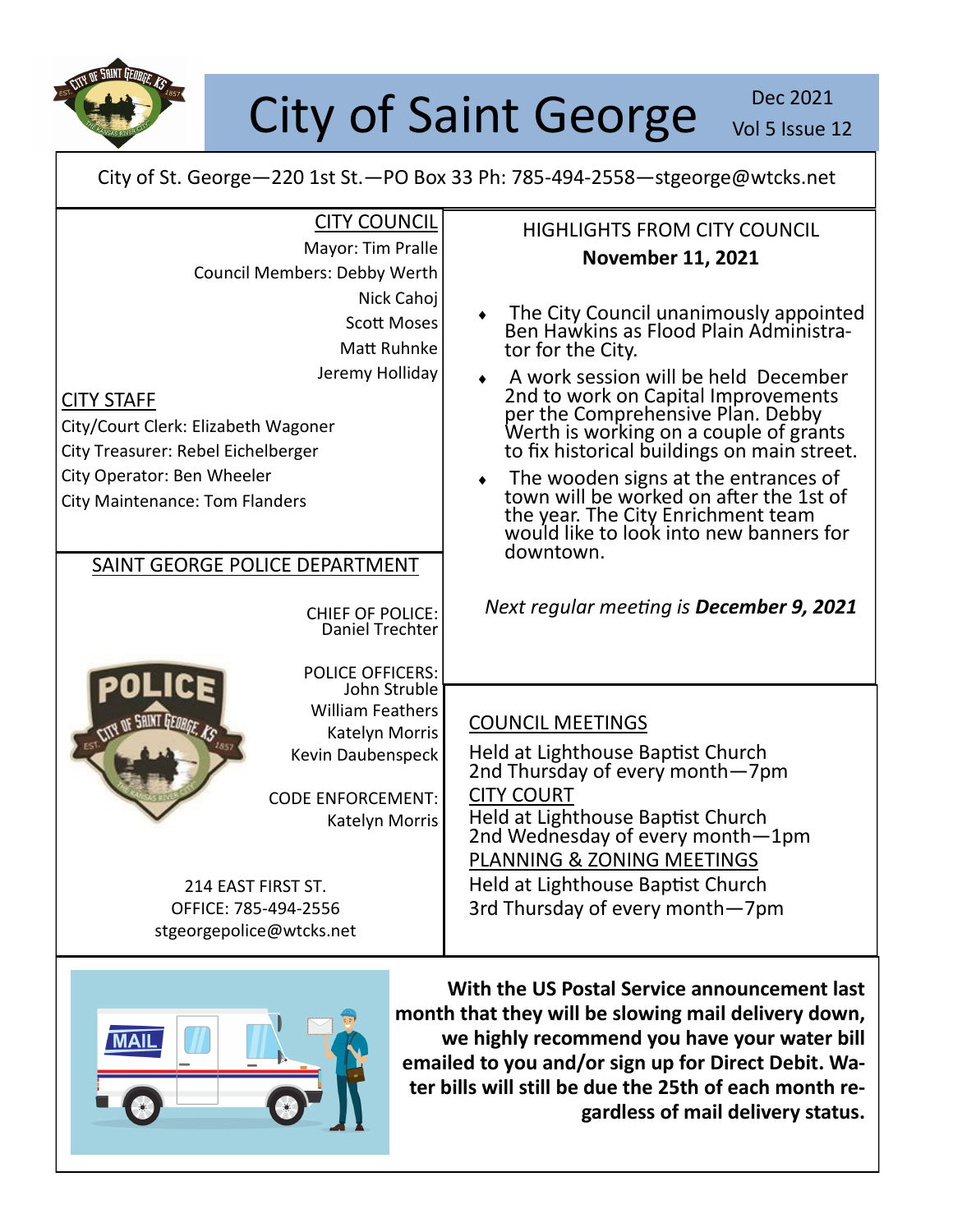# City of Saint George

Dec 2021
Vol 5 Issue 12

City of St. George—220 1st St.—PO Box 33 Ph: 785-494-2558—stgeorge@wtcks.net

## CITY COUNCIL

Mayor: Tim Pralle
Council Members: Debby Werth
Nick Cahoj
Scott Moses
Matt Ruhnke
Jeremy Holliday

## CITY STAFF

City/Court Clerk: Elizabeth Wagoner
City Treasurer: Rebel Eichelberger
City Operator: Ben Wheeler
City Maintenance: Tom Flanders

## SAINT GEORGE POLICE DEPARTMENT

CHIEF OF POLICE:
Daniel Trechter

POLICE OFFICERS:
John Struble
William Feathers
Katelyn Morris
Kevin Daubenspeck

CODE ENFORCEMENT:
Katelyn Morris

214 EAST FIRST ST.
OFFICE: 785-494-2556
stgeorgepolice@wtcks.net

## HIGHLIGHTS FROM CITY COUNCIL

**November 11, 2021**

- The City Council unanimously appointed Ben Hawkins as Flood Plain Administrator for the City.
- A work session will be held December 2nd to work on Capital Improvements per the Comprehensive Plan. Debby Werth is working on a couple of grants to fix historical buildings on main street.
- The wooden signs at the entrances of town will be worked on after the 1st of the year. The City Enrichment team would like to look into new banners for downtown.

*Next regular meeting is **December 9, 2021***

## COUNCIL MEETINGS

Held at Lighthouse Baptist Church
2nd Thursday of every month—7pm

## CITY COURT

Held at Lighthouse Baptist Church
2nd Wednesday of every month—1pm

## PLANNING & ZONING MEETINGS

Held at Lighthouse Baptist Church
3rd Thursday of every month—7pm

**With the US Postal Service announcement last month that they will be slowing mail delivery down, we highly recommend you have your water bill emailed to you and/or sign up for Direct Debit. Water bills will still be due the 25th of each month regardless of mail delivery status.**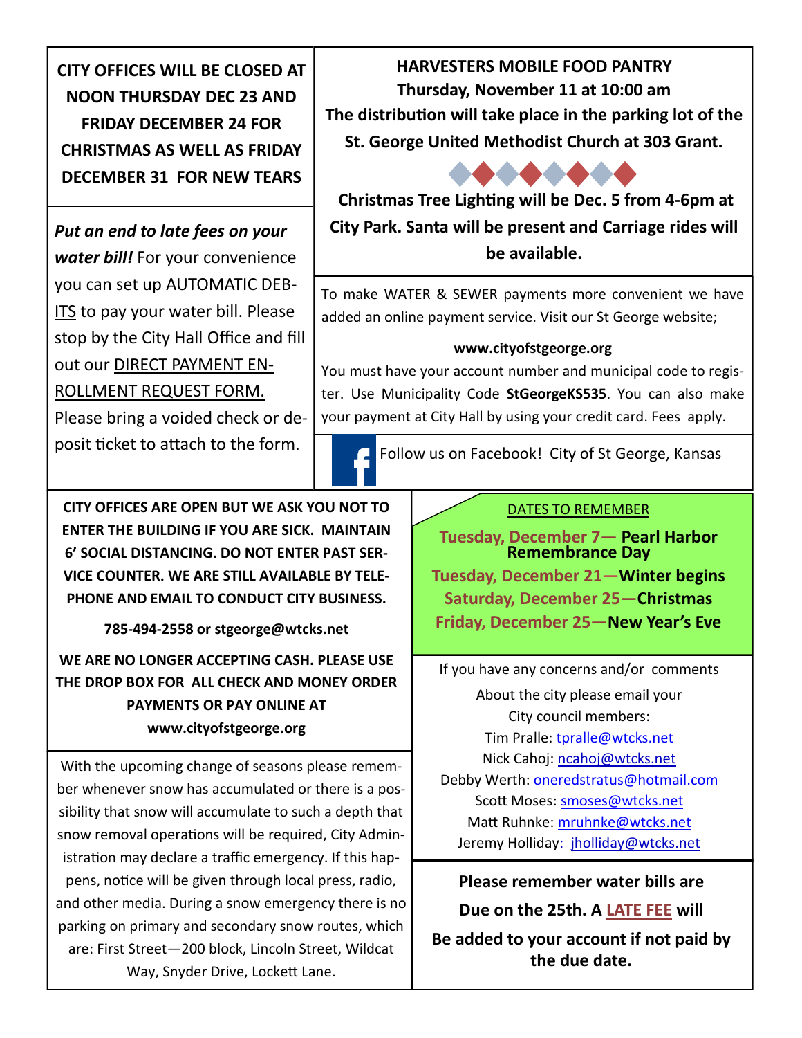**CITY OFFICES WILL BE CLOSED AT NOON THURSDAY DEC 23 AND FRIDAY DECEMBER 24 FOR CHRISTMAS AS WELL AS FRIDAY DECEMBER 31 FOR NEW TEARS**

***Put an end to late fees on your water bill!*** For your convenience you can set up AUTOMATIC DEBITS to pay your water bill. Please stop by the City Hall Office and fill out our DIRECT PAYMENT ENROLLMENT REQUEST FORM. Please bring a voided check or deposit ticket to attach to the form.

**HARVESTERS MOBILE FOOD PANTRY**
**Thursday, November 11 at 10:00 am**
**The distribution will take place in the parking lot of the St. George United Methodist Church at 303 Grant.**

**Christmas Tree Lighting will be Dec. 5 from 4-6pm at City Park. Santa will be present and Carriage rides will be available.**

To make WATER & SEWER payments more convenient we have added an online payment service. Visit our St George website;

**www.cityofstgeorge.org**

You must have your account number and municipal code to register. Use Municipality Code **StGeorgeKS535**. You can also make your payment at City Hall by using your credit card. Fees apply.

Follow us on Facebook! City of St George, Kansas

**CITY OFFICES ARE OPEN BUT WE ASK YOU NOT TO ENTER THE BUILDING IF YOU ARE SICK. MAINTAIN 6' SOCIAL DISTANCING. DO NOT ENTER PAST SERVICE COUNTER. WE ARE STILL AVAILABLE BY TELEPHONE AND EMAIL TO CONDUCT CITY BUSINESS.**

**785-494-2558 or stgeorge@wtcks.net**

**WE ARE NO LONGER ACCEPTING CASH. PLEASE USE THE DROP BOX FOR ALL CHECK AND MONEY ORDER PAYMENTS OR PAY ONLINE AT www.cityofstgeorge.org**

With the upcoming change of seasons please remember whenever snow has accumulated or there is a possibility that snow will accumulate to such a depth that snow removal operations will be required, City Administration may declare a traffic emergency. If this happens, notice will be given through local press, radio, and other media. During a snow emergency there is no parking on primary and secondary snow routes, which are: First Street—200 block, Lincoln Street, Wildcat Way, Snyder Drive, Lockett Lane.

DATES TO REMEMBER

**Tuesday, December 7— Pearl Harbor Remembrance Day**
**Tuesday, December 21—Winter begins**
**Saturday, December 25—Christmas**
**Friday, December 25—New Year's Eve**

If you have any concerns and/or comments About the city please email your City council members:

Tim Pralle: tpralle@wtcks.net
Nick Cahoj: ncahoj@wtcks.net
Debby Werth: oneredstratus@hotmail.com
Scott Moses: smoses@wtcks.net
Matt Ruhnke: mruhnke@wtcks.net
Jeremy Holliday: jholliday@wtcks.net

**Please remember water bills are Due on the 25th. A LATE FEE will Be added to your account if not paid by the due date.**